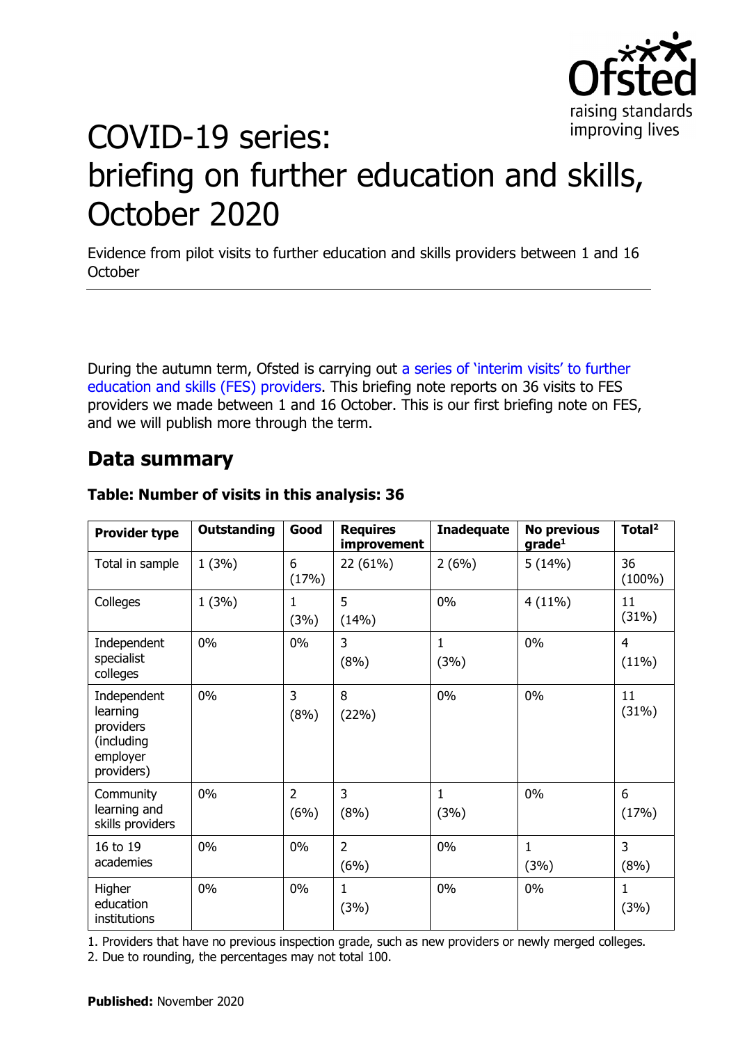# COVID-19 series: briefing on further education and skills, October 2020

Evidence from pilot visits to further education and skills providers between 1 and 16 October

During the autumn term, Ofsted is carrying out a series of 'interim visits' to further education and skills (FES) providers. This briefing note reports on 36 visits to FES providers we made between 1 and 16 October. This is our first briefing note on FES, and we will publish more through the term.

## Data summary

**Table: Number of visits in this analysis: 36**

| Provider type | Outstanding | Good | Requires improvement | Inadequate | No previous grade[1] | Total[2] |
|---|---|---|---|---|---|---|
| Total in sample | 1 (3%) | 6 (17%) | 22 (61%) | 2 (6%) | 5 (14%) | 36 (100%) |
| Colleges | 1 (3%) | 1 (3%) | 5 (14%) | 0% | 4 (11%) | 11 (31%) |
| Independent specialist colleges | 0% | 0% | 3 (8%) | 1 (3%) | 0% | 4 (11%) |
| Independent learning providers (including employer providers) | 0% | 3 (8%) | 8 (22%) | 0% | 0% | 11 (31%) |
| Community learning and skills providers | 0% | 2 (6%) | 3 (8%) | 1 (3%) | 0% | 6 (17%) |
| 16 to 19 academies | 0% | 0% | 2 (6%) | 0% | 1 (3%) | 3 (8%) |
| Higher education institutions | 0% | 0% | 1 (3%) | 0% | 0% | 1 (3%) |

1. Providers that have no previous inspection grade, such as new providers or newly merged colleges.
2. Due to rounding, the percentages may not total 100.

**Published:** November 2020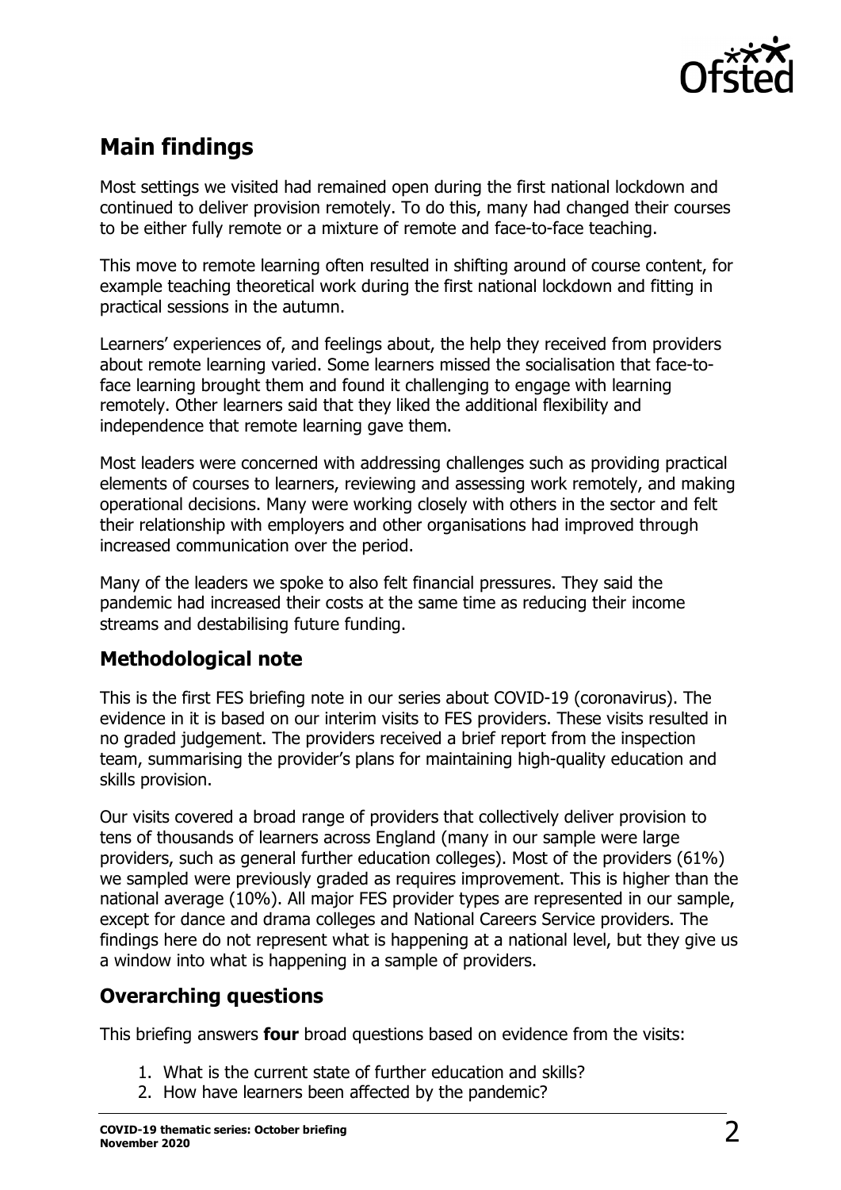## Main findings

Most settings we visited had remained open during the first national lockdown and continued to deliver provision remotely. To do this, many had changed their courses to be either fully remote or a mixture of remote and face-to-face teaching.

This move to remote learning often resulted in shifting around of course content, for example teaching theoretical work during the first national lockdown and fitting in practical sessions in the autumn.

Learners' experiences of, and feelings about, the help they received from providers about remote learning varied. Some learners missed the socialisation that face-to-face learning brought them and found it challenging to engage with learning remotely. Other learners said that they liked the additional flexibility and independence that remote learning gave them.

Most leaders were concerned with addressing challenges such as providing practical elements of courses to learners, reviewing and assessing work remotely, and making operational decisions. Many were working closely with others in the sector and felt their relationship with employers and other organisations had improved through increased communication over the period.

Many of the leaders we spoke to also felt financial pressures. They said the pandemic had increased their costs at the same time as reducing their income streams and destabilising future funding.

### Methodological note

This is the first FES briefing note in our series about COVID-19 (coronavirus). The evidence in it is based on our interim visits to FES providers. These visits resulted in no graded judgement. The providers received a brief report from the inspection team, summarising the provider's plans for maintaining high-quality education and skills provision.

Our visits covered a broad range of providers that collectively deliver provision to tens of thousands of learners across England (many in our sample were large providers, such as general further education colleges). Most of the providers (61%) we sampled were previously graded as requires improvement. This is higher than the national average (10%). All major FES provider types are represented in our sample, except for dance and drama colleges and National Careers Service providers. The findings here do not represent what is happening at a national level, but they give us a window into what is happening in a sample of providers.

### Overarching questions

This briefing answers **four** broad questions based on evidence from the visits:

1. What is the current state of further education and skills?
2. How have learners been affected by the pandemic?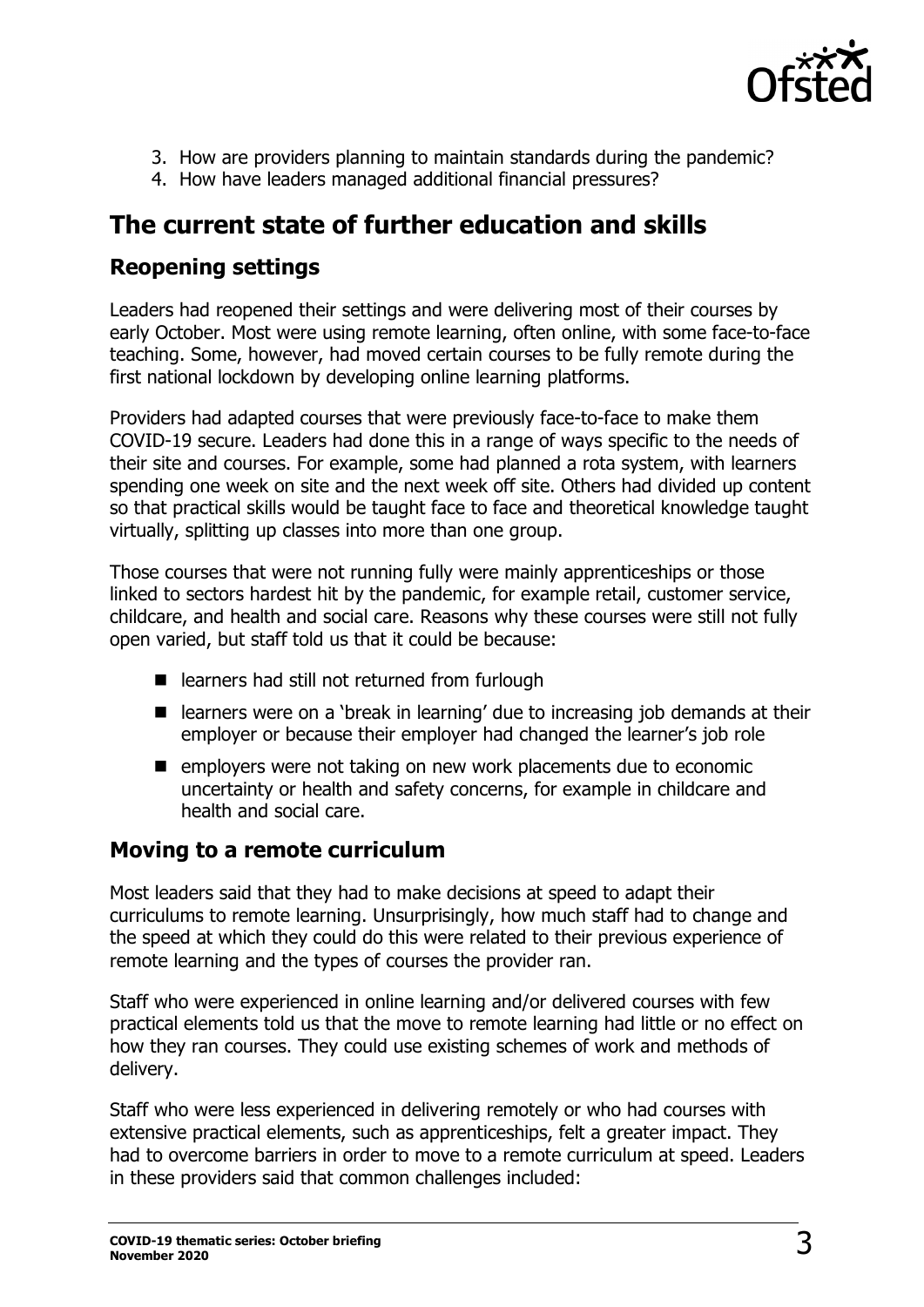3. How are providers planning to maintain standards during the pandemic?
4. How have leaders managed additional financial pressures?

## The current state of further education and skills

### Reopening settings

Leaders had reopened their settings and were delivering most of their courses by early October. Most were using remote learning, often online, with some face-to-face teaching. Some, however, had moved certain courses to be fully remote during the first national lockdown by developing online learning platforms.

Providers had adapted courses that were previously face-to-face to make them COVID-19 secure. Leaders had done this in a range of ways specific to the needs of their site and courses. For example, some had planned a rota system, with learners spending one week on site and the next week off site. Others had divided up content so that practical skills would be taught face to face and theoretical knowledge taught virtually, splitting up classes into more than one group.

Those courses that were not running fully were mainly apprenticeships or those linked to sectors hardest hit by the pandemic, for example retail, customer service, childcare, and health and social care. Reasons why these courses were still not fully open varied, but staff told us that it could be because:

- learners had still not returned from furlough
- learners were on a 'break in learning' due to increasing job demands at their employer or because their employer had changed the learner's job role
- employers were not taking on new work placements due to economic uncertainty or health and safety concerns, for example in childcare and health and social care.

### Moving to a remote curriculum

Most leaders said that they had to make decisions at speed to adapt their curriculums to remote learning. Unsurprisingly, how much staff had to change and the speed at which they could do this were related to their previous experience of remote learning and the types of courses the provider ran.

Staff who were experienced in online learning and/or delivered courses with few practical elements told us that the move to remote learning had little or no effect on how they ran courses. They could use existing schemes of work and methods of delivery.

Staff who were less experienced in delivering remotely or who had courses with extensive practical elements, such as apprenticeships, felt a greater impact. They had to overcome barriers in order to move to a remote curriculum at speed. Leaders in these providers said that common challenges included: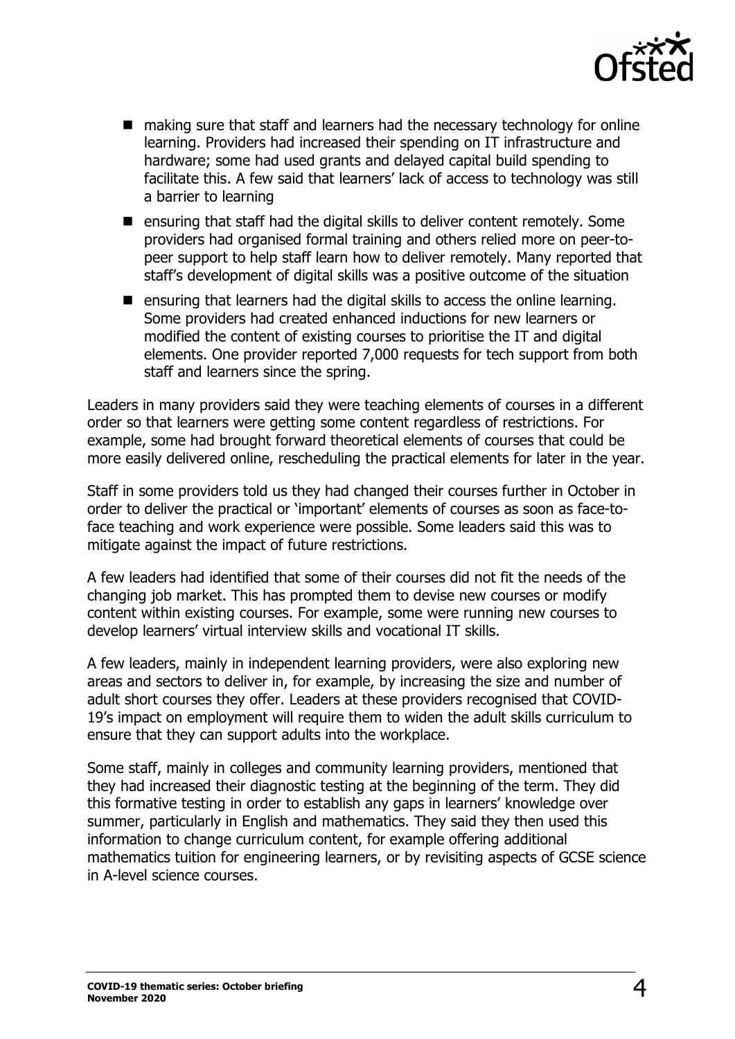- making sure that staff and learners had the necessary technology for online learning. Providers had increased their spending on IT infrastructure and hardware; some had used grants and delayed capital build spending to facilitate this. A few said that learners' lack of access to technology was still a barrier to learning
- ensuring that staff had the digital skills to deliver content remotely. Some providers had organised formal training and others relied more on peer-to-peer support to help staff learn how to deliver remotely. Many reported that staff's development of digital skills was a positive outcome of the situation
- ensuring that learners had the digital skills to access the online learning. Some providers had created enhanced inductions for new learners or modified the content of existing courses to prioritise the IT and digital elements. One provider reported 7,000 requests for tech support from both staff and learners since the spring.

Leaders in many providers said they were teaching elements of courses in a different order so that learners were getting some content regardless of restrictions. For example, some had brought forward theoretical elements of courses that could be more easily delivered online, rescheduling the practical elements for later in the year.

Staff in some providers told us they had changed their courses further in October in order to deliver the practical or 'important' elements of courses as soon as face-to-face teaching and work experience were possible. Some leaders said this was to mitigate against the impact of future restrictions.

A few leaders had identified that some of their courses did not fit the needs of the changing job market. This has prompted them to devise new courses or modify content within existing courses. For example, some were running new courses to develop learners' virtual interview skills and vocational IT skills.

A few leaders, mainly in independent learning providers, were also exploring new areas and sectors to deliver in, for example, by increasing the size and number of adult short courses they offer. Leaders at these providers recognised that COVID-19's impact on employment will require them to widen the adult skills curriculum to ensure that they can support adults into the workplace.

Some staff, mainly in colleges and community learning providers, mentioned that they had increased their diagnostic testing at the beginning of the term. They did this formative testing in order to establish any gaps in learners' knowledge over summer, particularly in English and mathematics. They said they then used this information to change curriculum content, for example offering additional mathematics tuition for engineering learners, or by revisiting aspects of GCSE science in A-level science courses.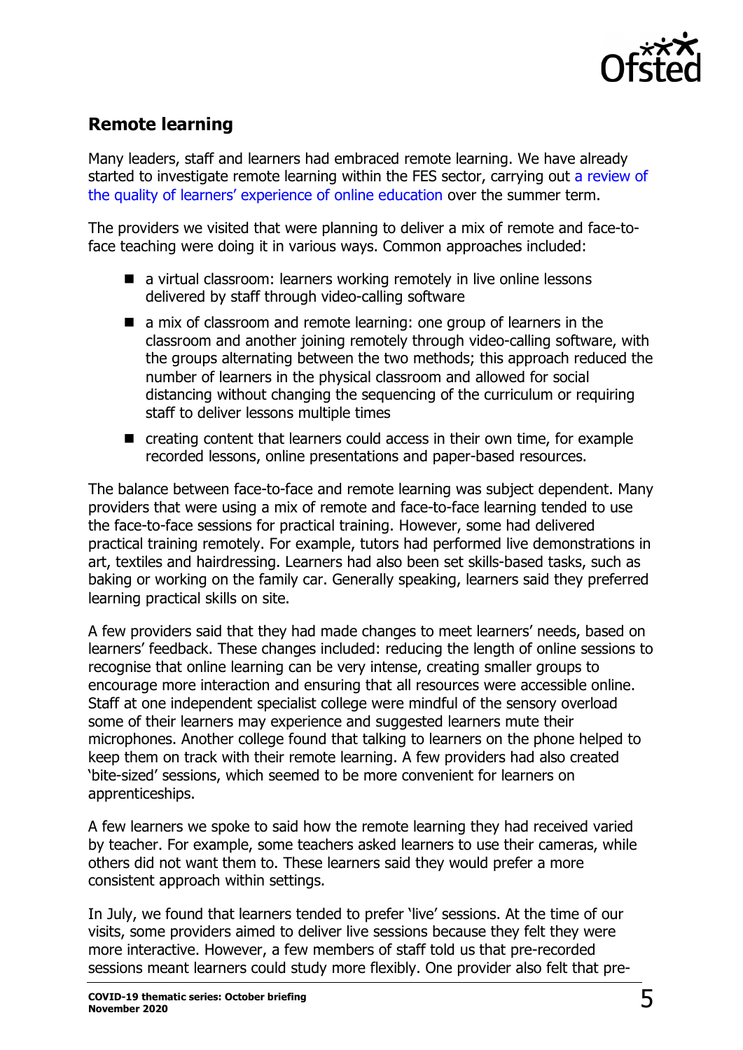## Remote learning

Many leaders, staff and learners had embraced remote learning. We have already started to investigate remote learning within the FES sector, carrying out a review of the quality of learners' experience of online education over the summer term.

The providers we visited that were planning to deliver a mix of remote and face-to-face teaching were doing it in various ways. Common approaches included:

- a virtual classroom: learners working remotely in live online lessons delivered by staff through video-calling software
- a mix of classroom and remote learning: one group of learners in the classroom and another joining remotely through video-calling software, with the groups alternating between the two methods; this approach reduced the number of learners in the physical classroom and allowed for social distancing without changing the sequencing of the curriculum or requiring staff to deliver lessons multiple times
- creating content that learners could access in their own time, for example recorded lessons, online presentations and paper-based resources.

The balance between face-to-face and remote learning was subject dependent. Many providers that were using a mix of remote and face-to-face learning tended to use the face-to-face sessions for practical training. However, some had delivered practical training remotely. For example, tutors had performed live demonstrations in art, textiles and hairdressing. Learners had also been set skills-based tasks, such as baking or working on the family car. Generally speaking, learners said they preferred learning practical skills on site.

A few providers said that they had made changes to meet learners' needs, based on learners' feedback. These changes included: reducing the length of online sessions to recognise that online learning can be very intense, creating smaller groups to encourage more interaction and ensuring that all resources were accessible online. Staff at one independent specialist college were mindful of the sensory overload some of their learners may experience and suggested learners mute their microphones. Another college found that talking to learners on the phone helped to keep them on track with their remote learning. A few providers had also created 'bite-sized' sessions, which seemed to be more convenient for learners on apprenticeships.

A few learners we spoke to said how the remote learning they had received varied by teacher. For example, some teachers asked learners to use their cameras, while others did not want them to. These learners said they would prefer a more consistent approach within settings.

In July, we found that learners tended to prefer 'live' sessions. At the time of our visits, some providers aimed to deliver live sessions because they felt they were more interactive. However, a few members of staff told us that pre-recorded sessions meant learners could study more flexibly. One provider also felt that pre-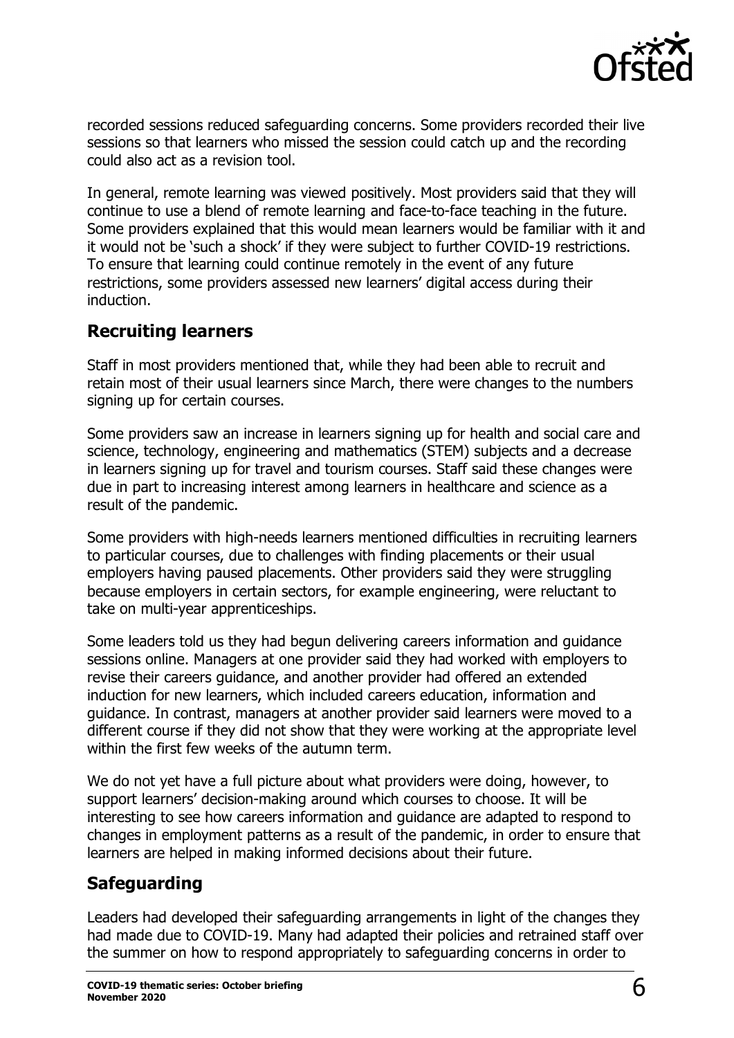recorded sessions reduced safeguarding concerns. Some providers recorded their live sessions so that learners who missed the session could catch up and the recording could also act as a revision tool.

In general, remote learning was viewed positively. Most providers said that they will continue to use a blend of remote learning and face-to-face teaching in the future. Some providers explained that this would mean learners would be familiar with it and it would not be 'such a shock' if they were subject to further COVID-19 restrictions. To ensure that learning could continue remotely in the event of any future restrictions, some providers assessed new learners' digital access during their induction.

## Recruiting learners

Staff in most providers mentioned that, while they had been able to recruit and retain most of their usual learners since March, there were changes to the numbers signing up for certain courses.

Some providers saw an increase in learners signing up for health and social care and science, technology, engineering and mathematics (STEM) subjects and a decrease in learners signing up for travel and tourism courses. Staff said these changes were due in part to increasing interest among learners in healthcare and science as a result of the pandemic.

Some providers with high-needs learners mentioned difficulties in recruiting learners to particular courses, due to challenges with finding placements or their usual employers having paused placements. Other providers said they were struggling because employers in certain sectors, for example engineering, were reluctant to take on multi-year apprenticeships.

Some leaders told us they had begun delivering careers information and guidance sessions online. Managers at one provider said they had worked with employers to revise their careers guidance, and another provider had offered an extended induction for new learners, which included careers education, information and guidance. In contrast, managers at another provider said learners were moved to a different course if they did not show that they were working at the appropriate level within the first few weeks of the autumn term.

We do not yet have a full picture about what providers were doing, however, to support learners' decision-making around which courses to choose. It will be interesting to see how careers information and guidance are adapted to respond to changes in employment patterns as a result of the pandemic, in order to ensure that learners are helped in making informed decisions about their future.

## Safeguarding

Leaders had developed their safeguarding arrangements in light of the changes they had made due to COVID-19. Many had adapted their policies and retrained staff over the summer on how to respond appropriately to safeguarding concerns in order to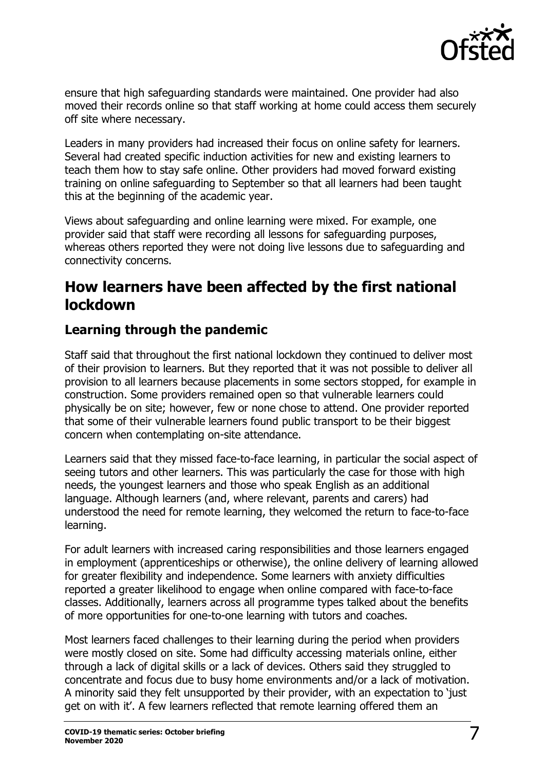ensure that high safeguarding standards were maintained. One provider had also moved their records online so that staff working at home could access them securely off site where necessary.

Leaders in many providers had increased their focus on online safety for learners. Several had created specific induction activities for new and existing learners to teach them how to stay safe online. Other providers had moved forward existing training on online safeguarding to September so that all learners had been taught this at the beginning of the academic year.

Views about safeguarding and online learning were mixed. For example, one provider said that staff were recording all lessons for safeguarding purposes, whereas others reported they were not doing live lessons due to safeguarding and connectivity concerns.

## How learners have been affected by the first national lockdown

### Learning through the pandemic

Staff said that throughout the first national lockdown they continued to deliver most of their provision to learners. But they reported that it was not possible to deliver all provision to all learners because placements in some sectors stopped, for example in construction. Some providers remained open so that vulnerable learners could physically be on site; however, few or none chose to attend. One provider reported that some of their vulnerable learners found public transport to be their biggest concern when contemplating on-site attendance.

Learners said that they missed face-to-face learning, in particular the social aspect of seeing tutors and other learners. This was particularly the case for those with high needs, the youngest learners and those who speak English as an additional language. Although learners (and, where relevant, parents and carers) had understood the need for remote learning, they welcomed the return to face-to-face learning.

For adult learners with increased caring responsibilities and those learners engaged in employment (apprenticeships or otherwise), the online delivery of learning allowed for greater flexibility and independence. Some learners with anxiety difficulties reported a greater likelihood to engage when online compared with face-to-face classes. Additionally, learners across all programme types talked about the benefits of more opportunities for one-to-one learning with tutors and coaches.

Most learners faced challenges to their learning during the period when providers were mostly closed on site. Some had difficulty accessing materials online, either through a lack of digital skills or a lack of devices. Others said they struggled to concentrate and focus due to busy home environments and/or a lack of motivation. A minority said they felt unsupported by their provider, with an expectation to 'just get on with it'. A few learners reflected that remote learning offered them an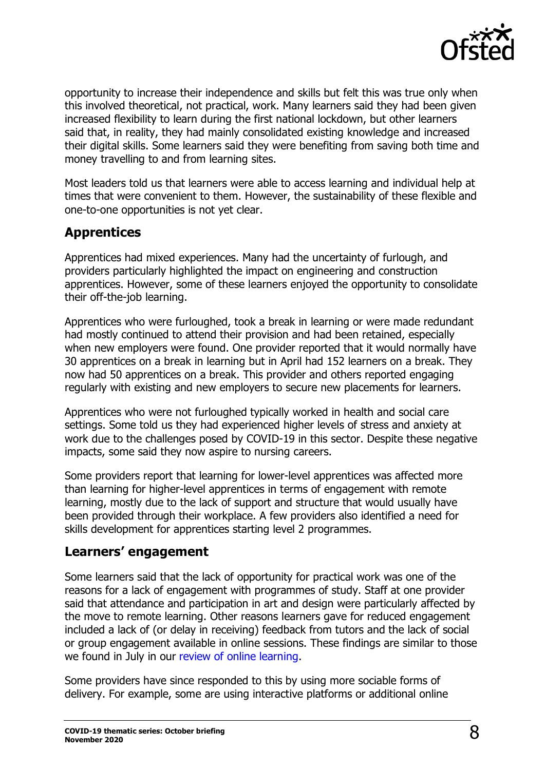opportunity to increase their independence and skills but felt this was true only when this involved theoretical, not practical, work. Many learners said they had been given increased flexibility to learn during the first national lockdown, but other learners said that, in reality, they had mainly consolidated existing knowledge and increased their digital skills. Some learners said they were benefiting from saving both time and money travelling to and from learning sites.

Most leaders told us that learners were able to access learning and individual help at times that were convenient to them. However, the sustainability of these flexible and one-to-one opportunities is not yet clear.

## Apprentices

Apprentices had mixed experiences. Many had the uncertainty of furlough, and providers particularly highlighted the impact on engineering and construction apprentices. However, some of these learners enjoyed the opportunity to consolidate their off-the-job learning.

Apprentices who were furloughed, took a break in learning or were made redundant had mostly continued to attend their provision and had been retained, especially when new employers were found. One provider reported that it would normally have 30 apprentices on a break in learning but in April had 152 learners on a break. They now had 50 apprentices on a break. This provider and others reported engaging regularly with existing and new employers to secure new placements for learners.

Apprentices who were not furloughed typically worked in health and social care settings. Some told us they had experienced higher levels of stress and anxiety at work due to the challenges posed by COVID-19 in this sector. Despite these negative impacts, some said they now aspire to nursing careers.

Some providers report that learning for lower-level apprentices was affected more than learning for higher-level apprentices in terms of engagement with remote learning, mostly due to the lack of support and structure that would usually have been provided through their workplace. A few providers also identified a need for skills development for apprentices starting level 2 programmes.

## Learners' engagement

Some learners said that the lack of opportunity for practical work was one of the reasons for a lack of engagement with programmes of study. Staff at one provider said that attendance and participation in art and design were particularly affected by the move to remote learning. Other reasons learners gave for reduced engagement included a lack of (or delay in receiving) feedback from tutors and the lack of social or group engagement available in online sessions. These findings are similar to those we found in July in our review of online learning.

Some providers have since responded to this by using more sociable forms of delivery. For example, some are using interactive platforms or additional online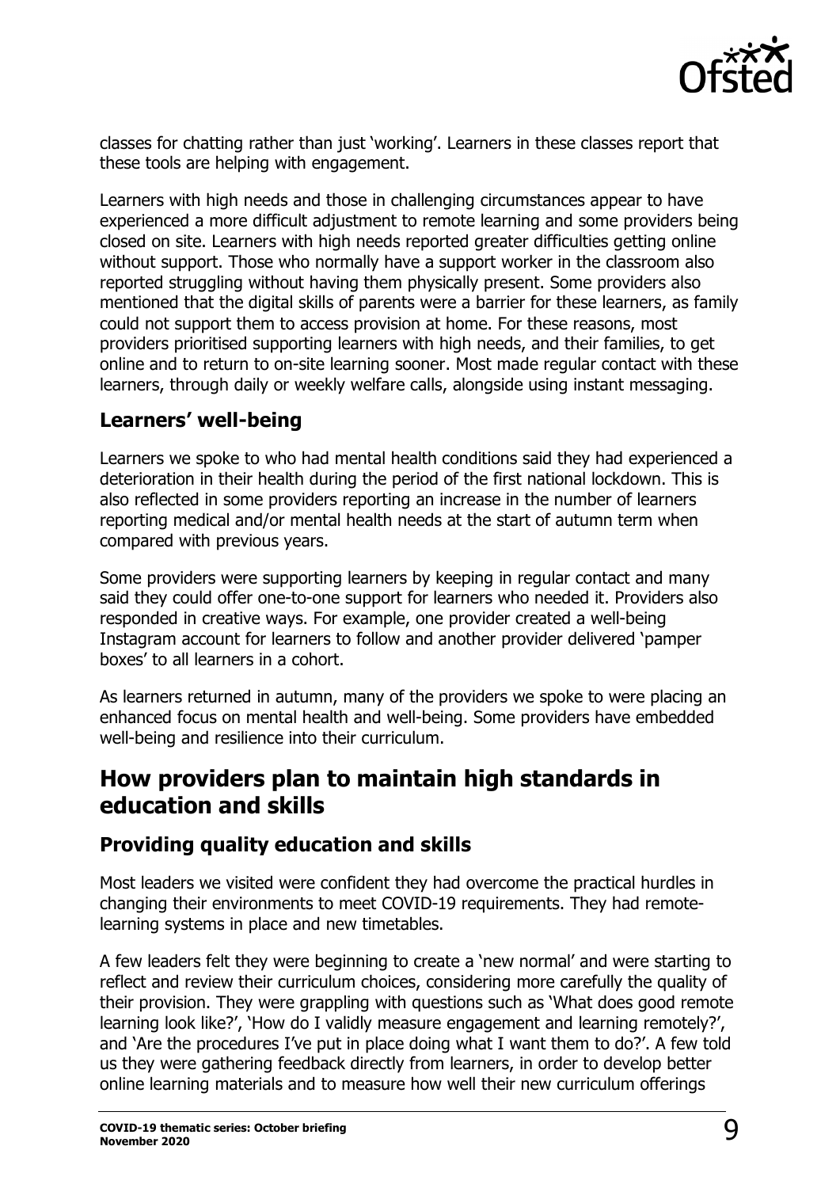classes for chatting rather than just 'working'. Learners in these classes report that these tools are helping with engagement.

Learners with high needs and those in challenging circumstances appear to have experienced a more difficult adjustment to remote learning and some providers being closed on site. Learners with high needs reported greater difficulties getting online without support. Those who normally have a support worker in the classroom also reported struggling without having them physically present. Some providers also mentioned that the digital skills of parents were a barrier for these learners, as family could not support them to access provision at home. For these reasons, most providers prioritised supporting learners with high needs, and their families, to get online and to return to on-site learning sooner. Most made regular contact with these learners, through daily or weekly welfare calls, alongside using instant messaging.

### Learners' well-being

Learners we spoke to who had mental health conditions said they had experienced a deterioration in their health during the period of the first national lockdown. This is also reflected in some providers reporting an increase in the number of learners reporting medical and/or mental health needs at the start of autumn term when compared with previous years.

Some providers were supporting learners by keeping in regular contact and many said they could offer one-to-one support for learners who needed it. Providers also responded in creative ways. For example, one provider created a well-being Instagram account for learners to follow and another provider delivered 'pamper boxes' to all learners in a cohort.

As learners returned in autumn, many of the providers we spoke to were placing an enhanced focus on mental health and well-being. Some providers have embedded well-being and resilience into their curriculum.

## How providers plan to maintain high standards in education and skills

### Providing quality education and skills

Most leaders we visited were confident they had overcome the practical hurdles in changing their environments to meet COVID-19 requirements. They had remote-learning systems in place and new timetables.

A few leaders felt they were beginning to create a 'new normal' and were starting to reflect and review their curriculum choices, considering more carefully the quality of their provision. They were grappling with questions such as 'What does good remote learning look like?', 'How do I validly measure engagement and learning remotely?', and 'Are the procedures I've put in place doing what I want them to do?'. A few told us they were gathering feedback directly from learners, in order to develop better online learning materials and to measure how well their new curriculum offerings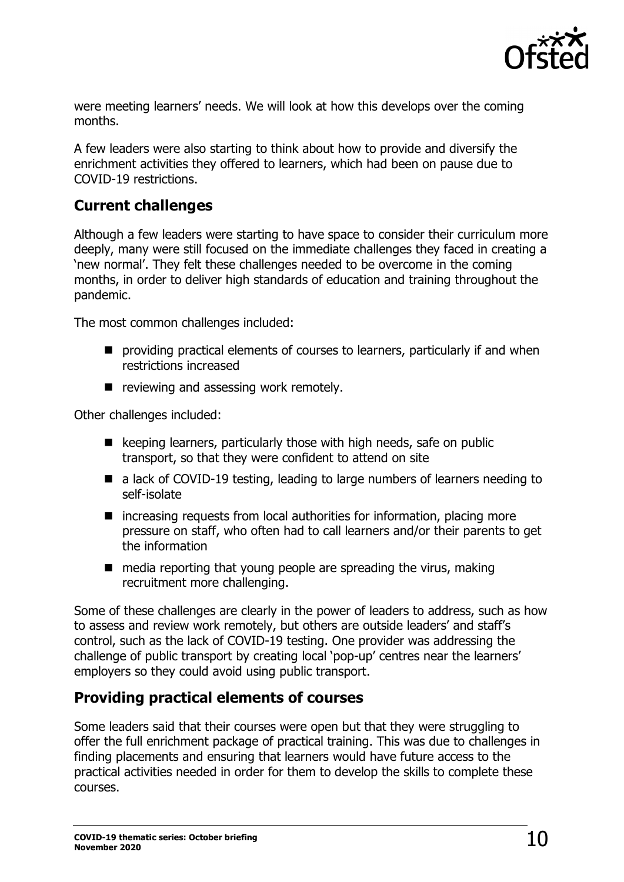were meeting learners' needs. We will look at how this develops over the coming months.

A few leaders were also starting to think about how to provide and diversify the enrichment activities they offered to learners, which had been on pause due to COVID-19 restrictions.

## Current challenges

Although a few leaders were starting to have space to consider their curriculum more deeply, many were still focused on the immediate challenges they faced in creating a 'new normal'. They felt these challenges needed to be overcome in the coming months, in order to deliver high standards of education and training throughout the pandemic.

The most common challenges included:

- providing practical elements of courses to learners, particularly if and when restrictions increased
- reviewing and assessing work remotely.

Other challenges included:

- keeping learners, particularly those with high needs, safe on public transport, so that they were confident to attend on site
- a lack of COVID-19 testing, leading to large numbers of learners needing to self-isolate
- increasing requests from local authorities for information, placing more pressure on staff, who often had to call learners and/or their parents to get the information
- media reporting that young people are spreading the virus, making recruitment more challenging.

Some of these challenges are clearly in the power of leaders to address, such as how to assess and review work remotely, but others are outside leaders' and staff's control, such as the lack of COVID-19 testing. One provider was addressing the challenge of public transport by creating local 'pop-up' centres near the learners' employers so they could avoid using public transport.

## Providing practical elements of courses

Some leaders said that their courses were open but that they were struggling to offer the full enrichment package of practical training. This was due to challenges in finding placements and ensuring that learners would have future access to the practical activities needed in order for them to develop the skills to complete these courses.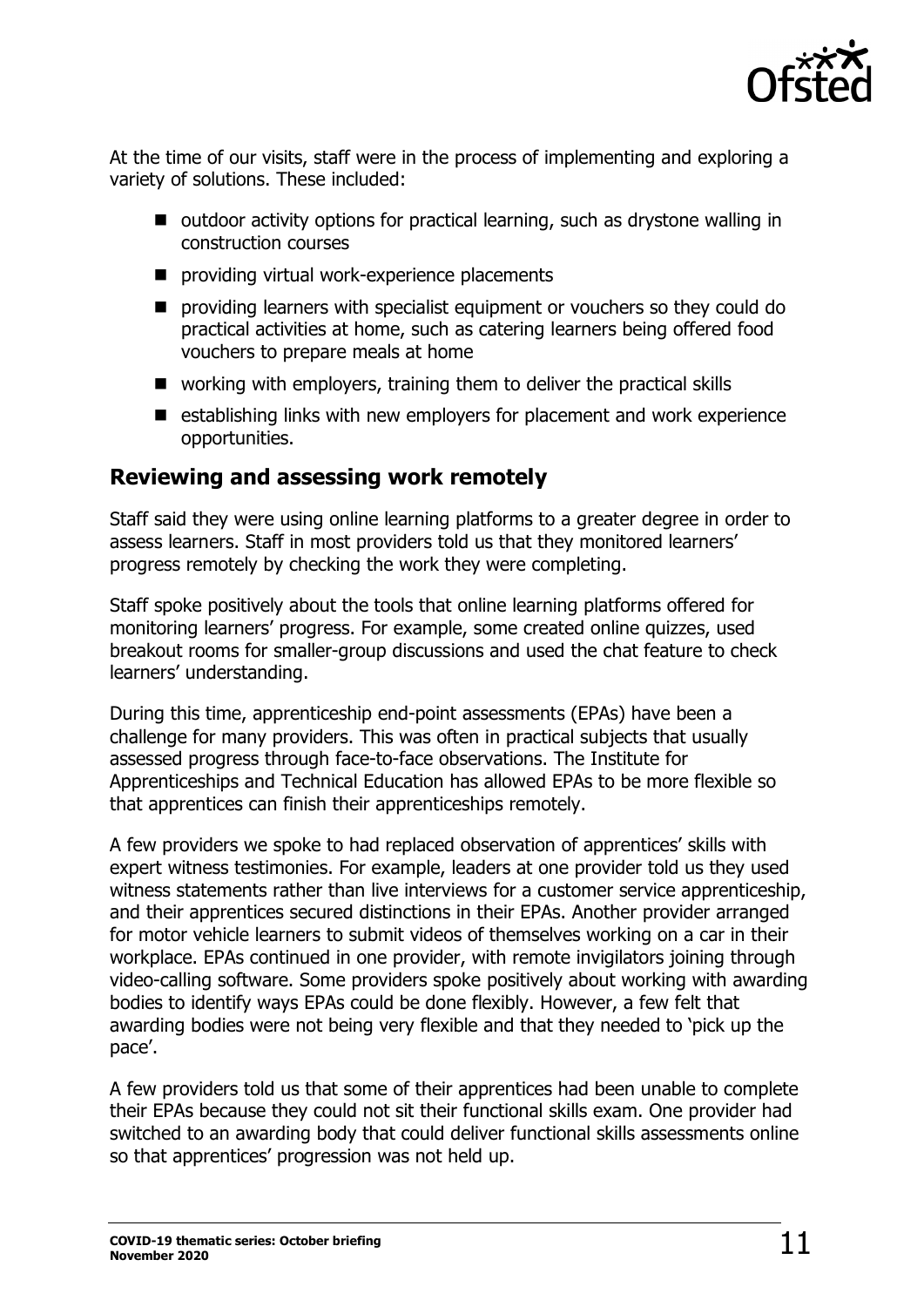At the time of our visits, staff were in the process of implementing and exploring a variety of solutions. These included:

- outdoor activity options for practical learning, such as drystone walling in construction courses
- providing virtual work-experience placements
- providing learners with specialist equipment or vouchers so they could do practical activities at home, such as catering learners being offered food vouchers to prepare meals at home
- working with employers, training them to deliver the practical skills
- establishing links with new employers for placement and work experience opportunities.

## Reviewing and assessing work remotely

Staff said they were using online learning platforms to a greater degree in order to assess learners. Staff in most providers told us that they monitored learners' progress remotely by checking the work they were completing.

Staff spoke positively about the tools that online learning platforms offered for monitoring learners' progress. For example, some created online quizzes, used breakout rooms for smaller-group discussions and used the chat feature to check learners' understanding.

During this time, apprenticeship end-point assessments (EPAs) have been a challenge for many providers. This was often in practical subjects that usually assessed progress through face-to-face observations. The Institute for Apprenticeships and Technical Education has allowed EPAs to be more flexible so that apprentices can finish their apprenticeships remotely.

A few providers we spoke to had replaced observation of apprentices' skills with expert witness testimonies. For example, leaders at one provider told us they used witness statements rather than live interviews for a customer service apprenticeship, and their apprentices secured distinctions in their EPAs. Another provider arranged for motor vehicle learners to submit videos of themselves working on a car in their workplace. EPAs continued in one provider, with remote invigilators joining through video-calling software. Some providers spoke positively about working with awarding bodies to identify ways EPAs could be done flexibly. However, a few felt that awarding bodies were not being very flexible and that they needed to 'pick up the pace'.

A few providers told us that some of their apprentices had been unable to complete their EPAs because they could not sit their functional skills exam. One provider had switched to an awarding body that could deliver functional skills assessments online so that apprentices' progression was not held up.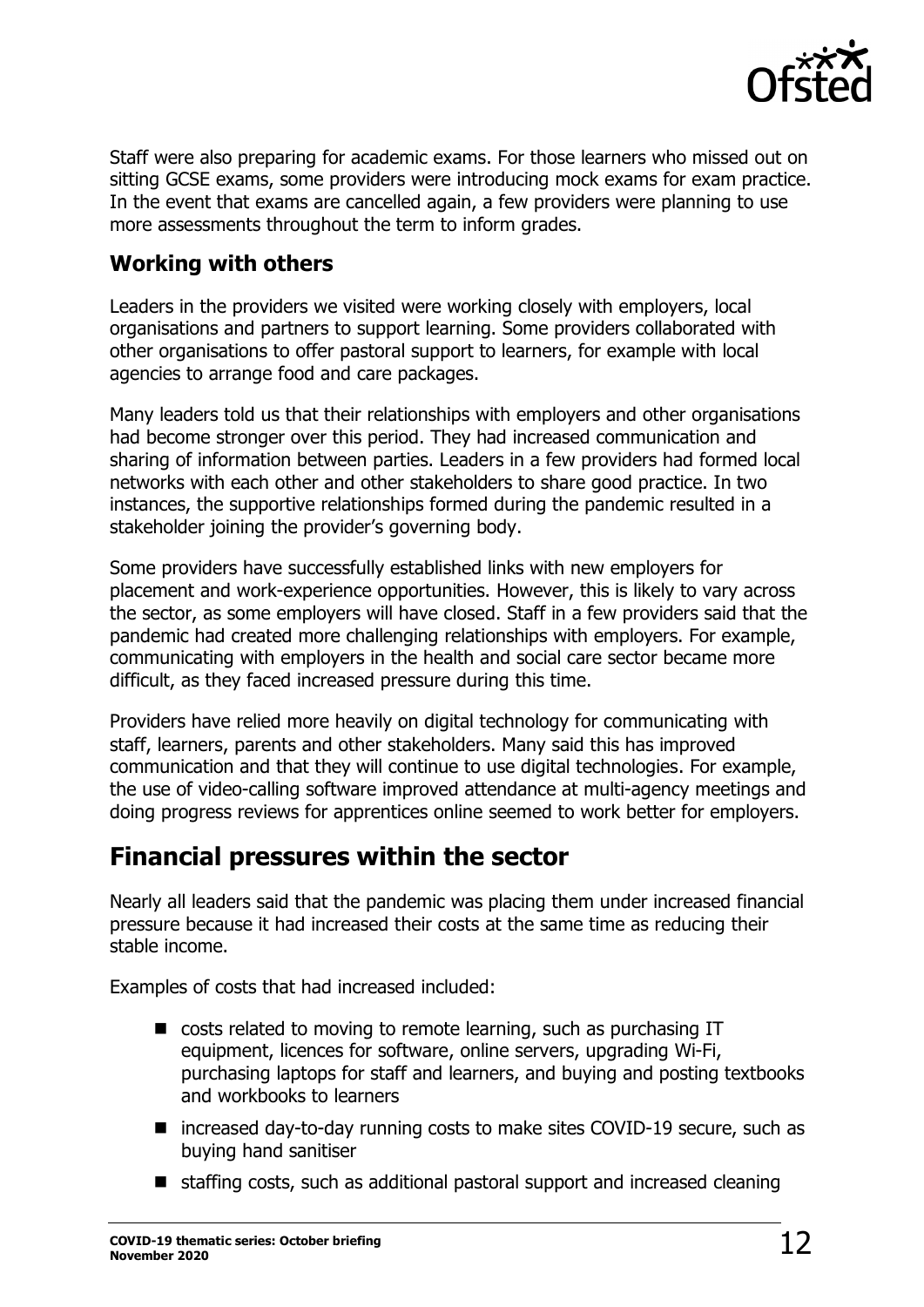Staff were also preparing for academic exams. For those learners who missed out on sitting GCSE exams, some providers were introducing mock exams for exam practice. In the event that exams are cancelled again, a few providers were planning to use more assessments throughout the term to inform grades.

### Working with others

Leaders in the providers we visited were working closely with employers, local organisations and partners to support learning. Some providers collaborated with other organisations to offer pastoral support to learners, for example with local agencies to arrange food and care packages.

Many leaders told us that their relationships with employers and other organisations had become stronger over this period. They had increased communication and sharing of information between parties. Leaders in a few providers had formed local networks with each other and other stakeholders to share good practice. In two instances, the supportive relationships formed during the pandemic resulted in a stakeholder joining the provider's governing body.

Some providers have successfully established links with new employers for placement and work-experience opportunities. However, this is likely to vary across the sector, as some employers will have closed. Staff in a few providers said that the pandemic had created more challenging relationships with employers. For example, communicating with employers in the health and social care sector became more difficult, as they faced increased pressure during this time.

Providers have relied more heavily on digital technology for communicating with staff, learners, parents and other stakeholders. Many said this has improved communication and that they will continue to use digital technologies. For example, the use of video-calling software improved attendance at multi-agency meetings and doing progress reviews for apprentices online seemed to work better for employers.

## Financial pressures within the sector

Nearly all leaders said that the pandemic was placing them under increased financial pressure because it had increased their costs at the same time as reducing their stable income.

Examples of costs that had increased included:

- costs related to moving to remote learning, such as purchasing IT equipment, licences for software, online servers, upgrading Wi-Fi, purchasing laptops for staff and learners, and buying and posting textbooks and workbooks to learners
- increased day-to-day running costs to make sites COVID-19 secure, such as buying hand sanitiser
- staffing costs, such as additional pastoral support and increased cleaning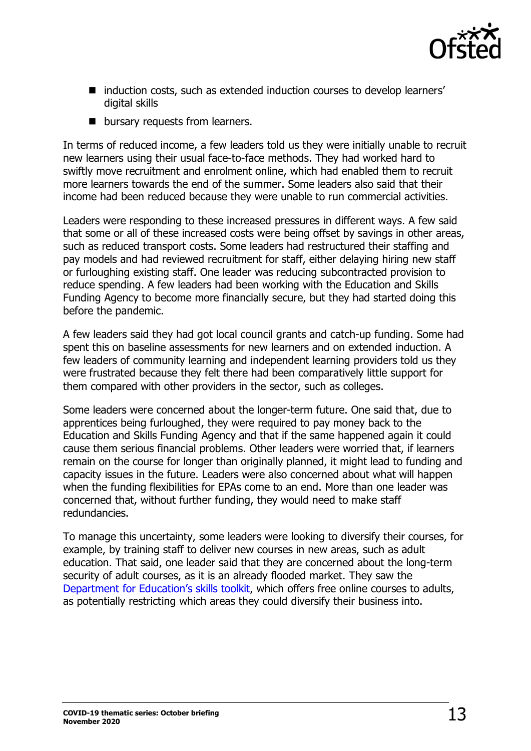- induction costs, such as extended induction courses to develop learners' digital skills
- bursary requests from learners.

In terms of reduced income, a few leaders told us they were initially unable to recruit new learners using their usual face-to-face methods. They had worked hard to swiftly move recruitment and enrolment online, which had enabled them to recruit more learners towards the end of the summer. Some leaders also said that their income had been reduced because they were unable to run commercial activities.

Leaders were responding to these increased pressures in different ways. A few said that some or all of these increased costs were being offset by savings in other areas, such as reduced transport costs. Some leaders had restructured their staffing and pay models and had reviewed recruitment for staff, either delaying hiring new staff or furloughing existing staff. One leader was reducing subcontracted provision to reduce spending. A few leaders had been working with the Education and Skills Funding Agency to become more financially secure, but they had started doing this before the pandemic.

A few leaders said they had got local council grants and catch-up funding. Some had spent this on baseline assessments for new learners and on extended induction. A few leaders of community learning and independent learning providers told us they were frustrated because they felt there had been comparatively little support for them compared with other providers in the sector, such as colleges.

Some leaders were concerned about the longer-term future. One said that, due to apprentices being furloughed, they were required to pay money back to the Education and Skills Funding Agency and that if the same happened again it could cause them serious financial problems. Other leaders were worried that, if learners remain on the course for longer than originally planned, it might lead to funding and capacity issues in the future. Leaders were also concerned about what will happen when the funding flexibilities for EPAs come to an end. More than one leader was concerned that, without further funding, they would need to make staff redundancies.

To manage this uncertainty, some leaders were looking to diversify their courses, for example, by training staff to deliver new courses in new areas, such as adult education. That said, one leader said that they are concerned about the long-term security of adult courses, as it is an already flooded market. They saw the Department for Education's skills toolkit, which offers free online courses to adults, as potentially restricting which areas they could diversify their business into.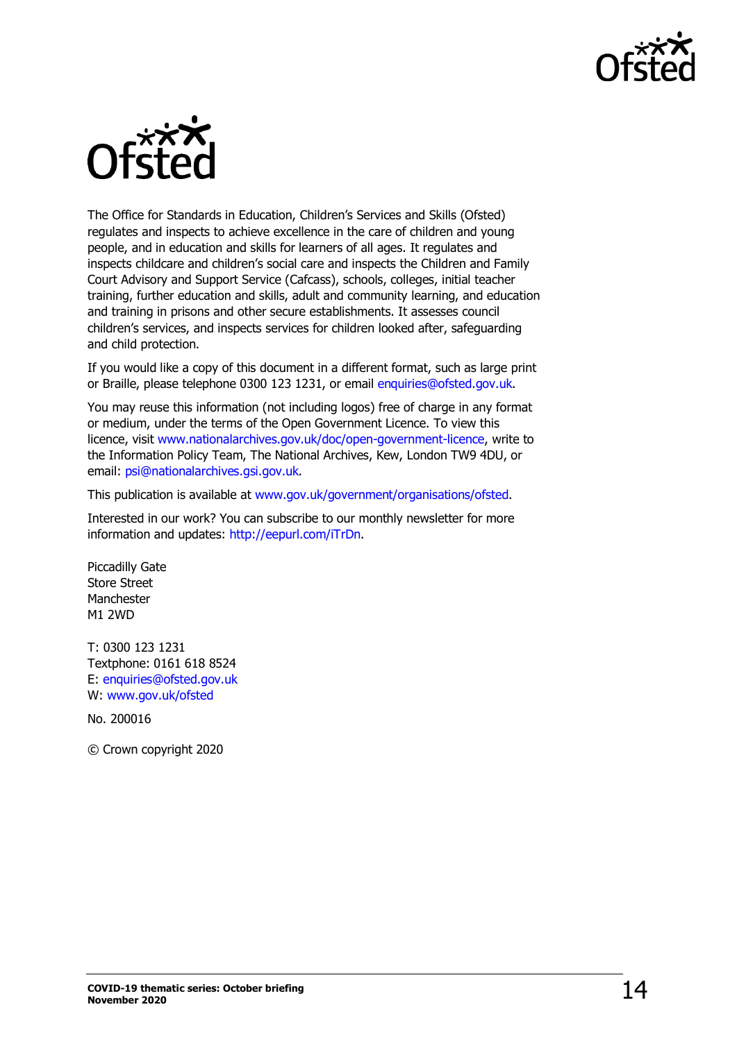The Office for Standards in Education, Children's Services and Skills (Ofsted) regulates and inspects to achieve excellence in the care of children and young people, and in education and skills for learners of all ages. It regulates and inspects childcare and children's social care and inspects the Children and Family Court Advisory and Support Service (Cafcass), schools, colleges, initial teacher training, further education and skills, adult and community learning, and education and training in prisons and other secure establishments. It assesses council children's services, and inspects services for children looked after, safeguarding and child protection.

If you would like a copy of this document in a different format, such as large print or Braille, please telephone 0300 123 1231, or email enquiries@ofsted.gov.uk.

You may reuse this information (not including logos) free of charge in any format or medium, under the terms of the Open Government Licence. To view this licence, visit www.nationalarchives.gov.uk/doc/open-government-licence, write to the Information Policy Team, The National Archives, Kew, London TW9 4DU, or email: psi@nationalarchives.gsi.gov.uk.

This publication is available at www.gov.uk/government/organisations/ofsted.

Interested in our work? You can subscribe to our monthly newsletter for more information and updates: http://eepurl.com/iTrDn.

Piccadilly Gate
Store Street
Manchester
M1 2WD

T: 0300 123 1231
Textphone: 0161 618 8524
E: enquiries@ofsted.gov.uk
W: www.gov.uk/ofsted

No. 200016

© Crown copyright 2020